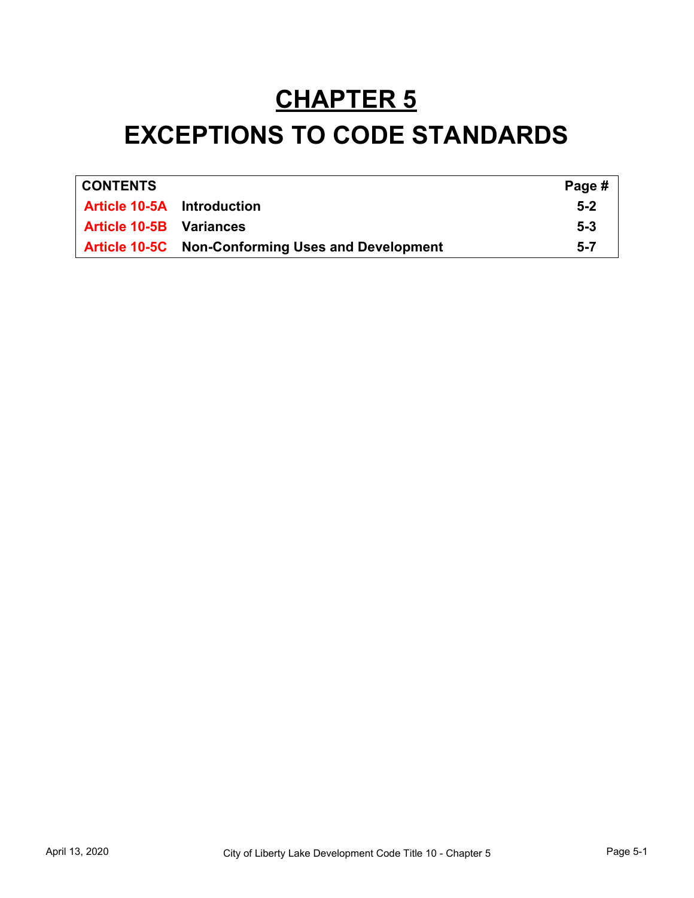# CHAPTER 5

# EXCEPTIONS TO CODE STANDARDS

| CONTENTS | | Page # |
|---|---|---|
| Article 10-5A | Introduction | 5-2 |
| Article 10-5B | Variances | 5-3 |
| Article 10-5C | Non-Conforming Uses and Development | 5-7 |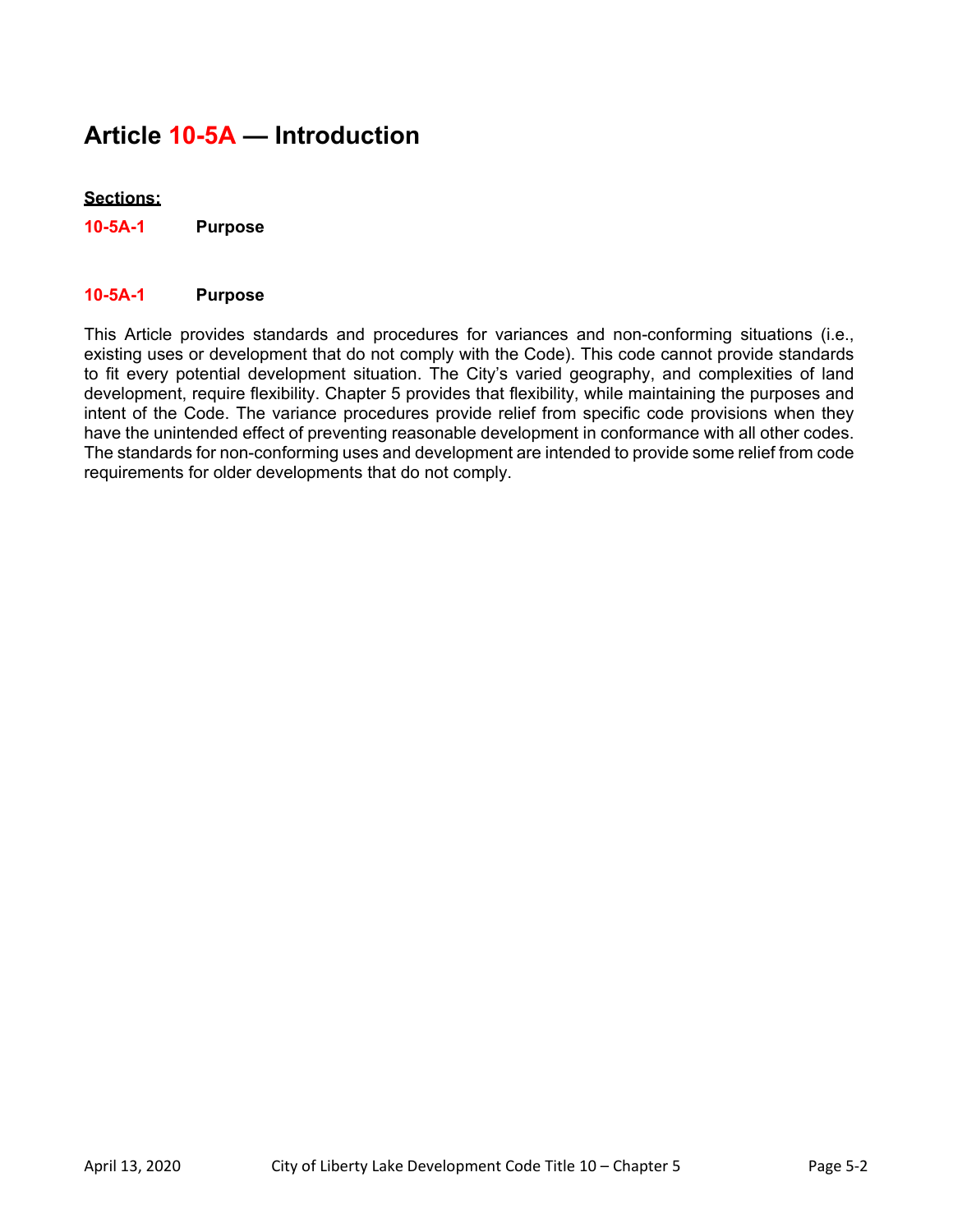# Article 10-5A — Introduction

**Sections:**

**10-5A-1 Purpose**

### 10-5A-1 Purpose

This Article provides standards and procedures for variances and non-conforming situations (i.e., existing uses or development that do not comply with the Code). This code cannot provide standards to fit every potential development situation. The City's varied geography, and complexities of land development, require flexibility. Chapter 5 provides that flexibility, while maintaining the purposes and intent of the Code. The variance procedures provide relief from specific code provisions when they have the unintended effect of preventing reasonable development in conformance with all other codes. The standards for non-conforming uses and development are intended to provide some relief from code requirements for older developments that do not comply.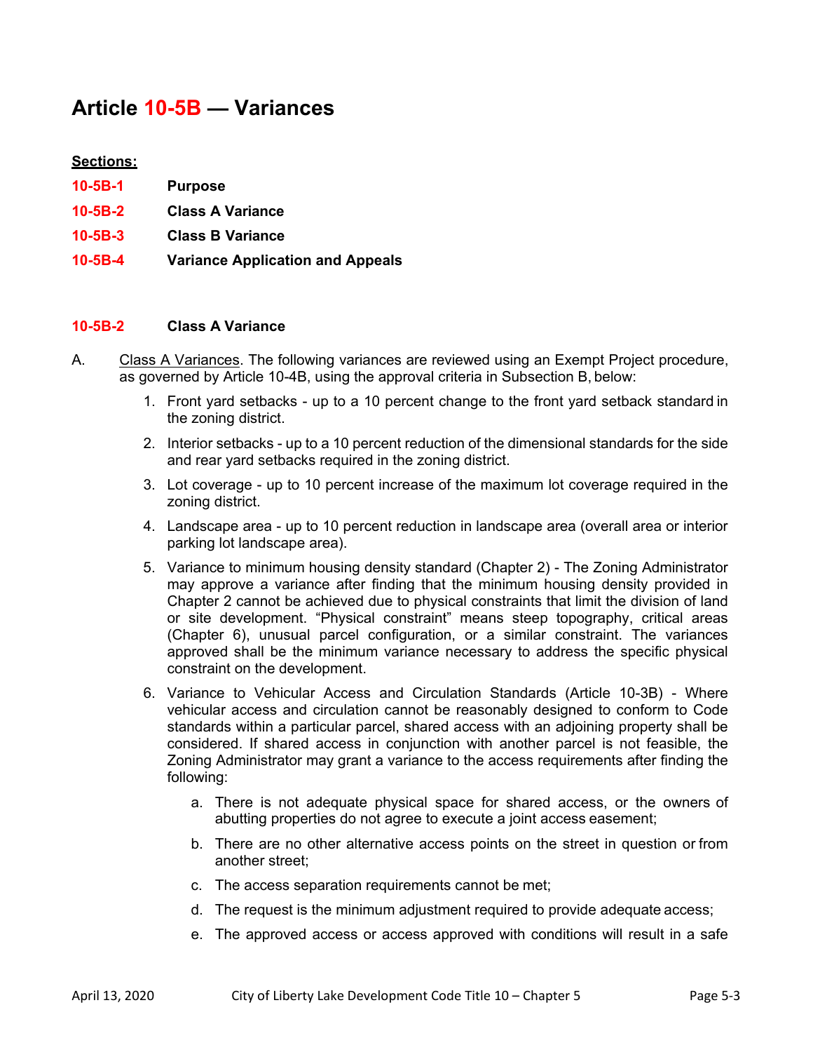# Article 10-5B — Variances

**Sections:**

| | |
|---|---|
| **10-5B-1** | **Purpose** |
| **10-5B-2** | **Class A Variance** |
| **10-5B-3** | **Class B Variance** |
| **10-5B-4** | **Variance Application and Appeals** |

### 10-5B-2 Class A Variance

A. Class A Variances. The following variances are reviewed using an Exempt Project procedure, as governed by Article 10-4B, using the approval criteria in Subsection B, below:

1. Front yard setbacks - up to a 10 percent change to the front yard setback standard in the zoning district.
2. Interior setbacks - up to a 10 percent reduction of the dimensional standards for the side and rear yard setbacks required in the zoning district.
3. Lot coverage - up to 10 percent increase of the maximum lot coverage required in the zoning district.
4. Landscape area - up to 10 percent reduction in landscape area (overall area or interior parking lot landscape area).
5. Variance to minimum housing density standard (Chapter 2) - The Zoning Administrator may approve a variance after finding that the minimum housing density provided in Chapter 2 cannot be achieved due to physical constraints that limit the division of land or site development. "Physical constraint" means steep topography, critical areas (Chapter 6), unusual parcel configuration, or a similar constraint. The variances approved shall be the minimum variance necessary to address the specific physical constraint on the development.
6. Variance to Vehicular Access and Circulation Standards (Article 10-3B) - Where vehicular access and circulation cannot be reasonably designed to conform to Code standards within a particular parcel, shared access with an adjoining property shall be considered. If shared access in conjunction with another parcel is not feasible, the Zoning Administrator may grant a variance to the access requirements after finding the following:
   a. There is not adequate physical space for shared access, or the owners of abutting properties do not agree to execute a joint access easement;
   b. There are no other alternative access points on the street in question or from another street;
   c. The access separation requirements cannot be met;
   d. The request is the minimum adjustment required to provide adequate access;
   e. The approved access or access approved with conditions will result in a safe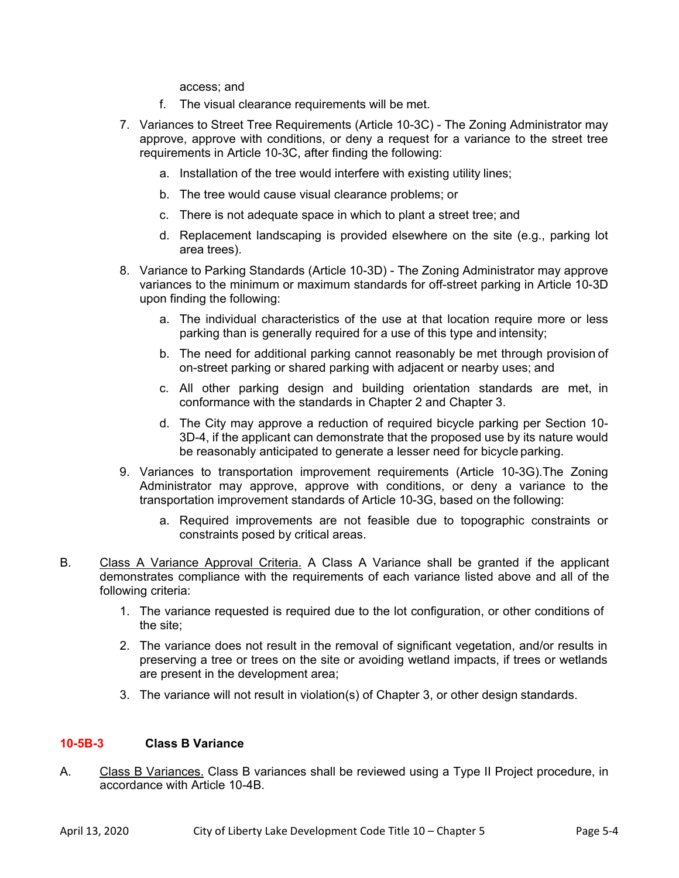access; and

f. The visual clearance requirements will be met.

7. Variances to Street Tree Requirements (Article 10-3C) - The Zoning Administrator may approve, approve with conditions, or deny a request for a variance to the street tree requirements in Article 10-3C, after finding the following:

   a. Installation of the tree would interfere with existing utility lines;

   b. The tree would cause visual clearance problems; or

   c. There is not adequate space in which to plant a street tree; and

   d. Replacement landscaping is provided elsewhere on the site (e.g., parking lot area trees).

8. Variance to Parking Standards (Article 10-3D) - The Zoning Administrator may approve variances to the minimum or maximum standards for off-street parking in Article 10-3D upon finding the following:

   a. The individual characteristics of the use at that location require more or less parking than is generally required for a use of this type and intensity;

   b. The need for additional parking cannot reasonably be met through provision of on-street parking or shared parking with adjacent or nearby uses; and

   c. All other parking design and building orientation standards are met, in conformance with the standards in Chapter 2 and Chapter 3.

   d. The City may approve a reduction of required bicycle parking per Section 10-3D-4, if the applicant can demonstrate that the proposed use by its nature would be reasonably anticipated to generate a lesser need for bicycle parking.

9. Variances to transportation improvement requirements (Article 10-3G).The Zoning Administrator may approve, approve with conditions, or deny a variance to the transportation improvement standards of Article 10-3G, based on the following:

   a. Required improvements are not feasible due to topographic constraints or constraints posed by critical areas.

B. Class A Variance Approval Criteria. A Class A Variance shall be granted if the applicant demonstrates compliance with the requirements of each variance listed above and all of the following criteria:

1. The variance requested is required due to the lot configuration, or other conditions of the site;

2. The variance does not result in the removal of significant vegetation, and/or results in preserving a tree or trees on the site or avoiding wetland impacts, if trees or wetlands are present in the development area;

3. The variance will not result in violation(s) of Chapter 3, or other design standards.

## 10-5B-3 Class B Variance

A. Class B Variances. Class B variances shall be reviewed using a Type II Project procedure, in accordance with Article 10-4B.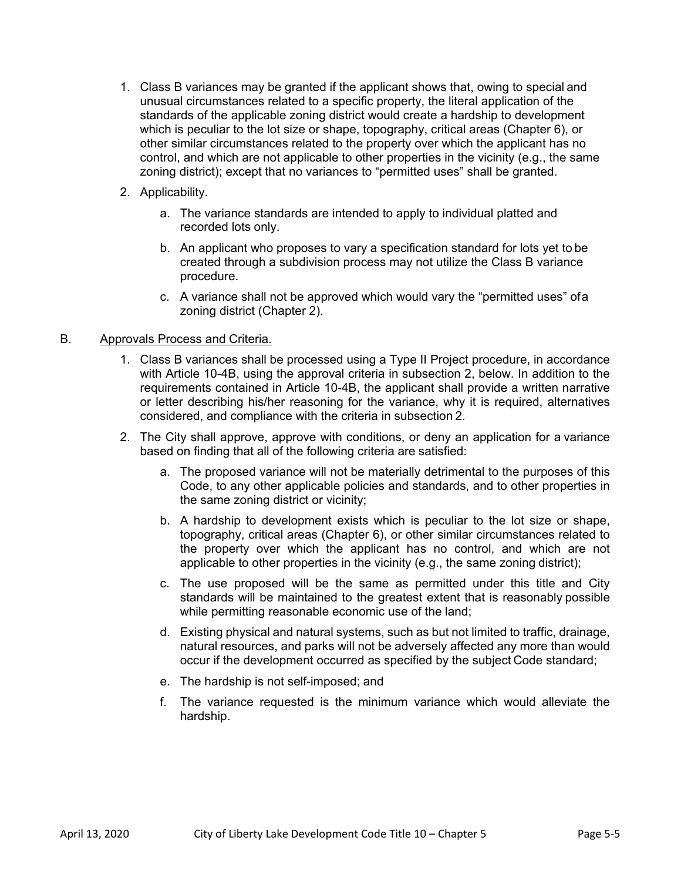1. Class B variances may be granted if the applicant shows that, owing to special and unusual circumstances related to a specific property, the literal application of the standards of the applicable zoning district would create a hardship to development which is peculiar to the lot size or shape, topography, critical areas (Chapter 6), or other similar circumstances related to the property over which the applicant has no control, and which are not applicable to other properties in the vicinity (e.g., the same zoning district); except that no variances to "permitted uses" shall be granted.

2. Applicability.

   a. The variance standards are intended to apply to individual platted and recorded lots only.

   b. An applicant who proposes to vary a specification standard for lots yet to be created through a subdivision process may not utilize the Class B variance procedure.

   c. A variance shall not be approved which would vary the "permitted uses" of a zoning district (Chapter 2).

B. Approvals Process and Criteria.

1. Class B variances shall be processed using a Type II Project procedure, in accordance with Article 10-4B, using the approval criteria in subsection 2, below. In addition to the requirements contained in Article 10-4B, the applicant shall provide a written narrative or letter describing his/her reasoning for the variance, why it is required, alternatives considered, and compliance with the criteria in subsection 2.

2. The City shall approve, approve with conditions, or deny an application for a variance based on finding that all of the following criteria are satisfied:

   a. The proposed variance will not be materially detrimental to the purposes of this Code, to any other applicable policies and standards, and to other properties in the same zoning district or vicinity;

   b. A hardship to development exists which is peculiar to the lot size or shape, topography, critical areas (Chapter 6), or other similar circumstances related to the property over which the applicant has no control, and which are not applicable to other properties in the vicinity (e.g., the same zoning district);

   c. The use proposed will be the same as permitted under this title and City standards will be maintained to the greatest extent that is reasonably possible while permitting reasonable economic use of the land;

   d. Existing physical and natural systems, such as but not limited to traffic, drainage, natural resources, and parks will not be adversely affected any more than would occur if the development occurred as specified by the subject Code standard;

   e. The hardship is not self-imposed; and

   f. The variance requested is the minimum variance which would alleviate the hardship.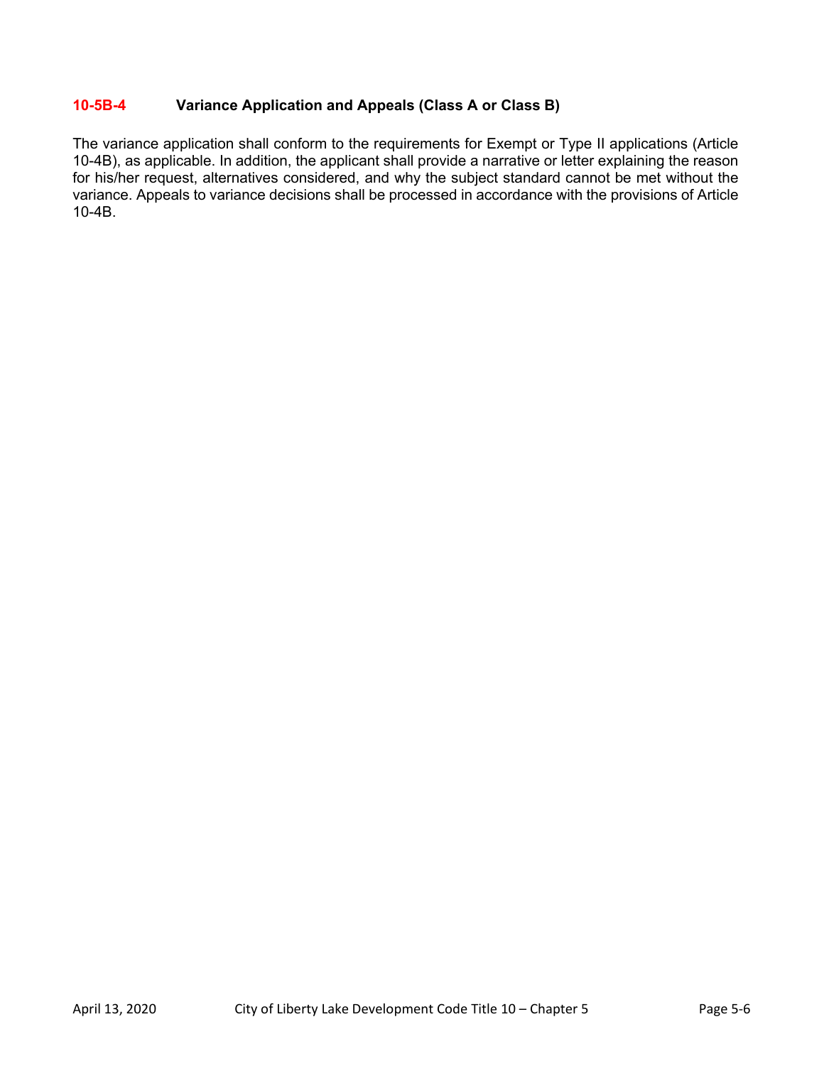### 10-5B-4 Variance Application and Appeals (Class A or Class B)

The variance application shall conform to the requirements for Exempt or Type II applications (Article 10-4B), as applicable. In addition, the applicant shall provide a narrative or letter explaining the reason for his/her request, alternatives considered, and why the subject standard cannot be met without the variance. Appeals to variance decisions shall be processed in accordance with the provisions of Article 10-4B.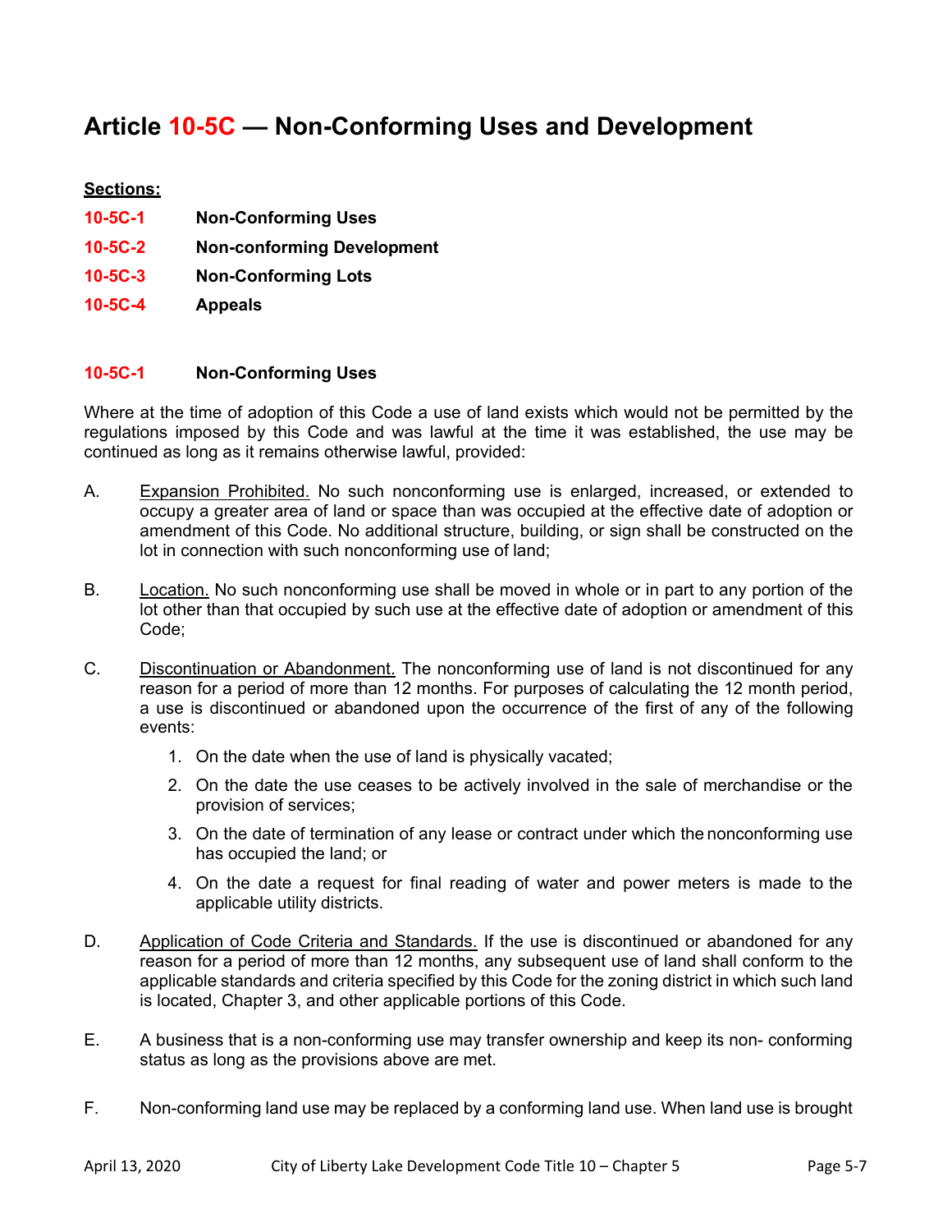# Article 10-5C — Non-Conforming Uses and Development

**Sections:**

**10-5C-1** **Non-Conforming Uses**

**10-5C-2** **Non-conforming Development**

**10-5C-3** **Non-Conforming Lots**

**10-5C-4** **Appeals**

## 10-5C-1 Non-Conforming Uses

Where at the time of adoption of this Code a use of land exists which would not be permitted by the regulations imposed by this Code and was lawful at the time it was established, the use may be continued as long as it remains otherwise lawful, provided:

A. Expansion Prohibited. No such nonconforming use is enlarged, increased, or extended to occupy a greater area of land or space than was occupied at the effective date of adoption or amendment of this Code. No additional structure, building, or sign shall be constructed on the lot in connection with such nonconforming use of land;

B. Location. No such nonconforming use shall be moved in whole or in part to any portion of the lot other than that occupied by such use at the effective date of adoption or amendment of this Code;

C. Discontinuation or Abandonment. The nonconforming use of land is not discontinued for any reason for a period of more than 12 months. For purposes of calculating the 12 month period, a use is discontinued or abandoned upon the occurrence of the first of any of the following events:

1. On the date when the use of land is physically vacated;
2. On the date the use ceases to be actively involved in the sale of merchandise or the provision of services;
3. On the date of termination of any lease or contract under which the nonconforming use has occupied the land; or
4. On the date a request for final reading of water and power meters is made to the applicable utility districts.

D. Application of Code Criteria and Standards. If the use is discontinued or abandoned for any reason for a period of more than 12 months, any subsequent use of land shall conform to the applicable standards and criteria specified by this Code for the zoning district in which such land is located, Chapter 3, and other applicable portions of this Code.

E. A business that is a non-conforming use may transfer ownership and keep its non- conforming status as long as the provisions above are met.

F. Non-conforming land use may be replaced by a conforming land use. When land use is brought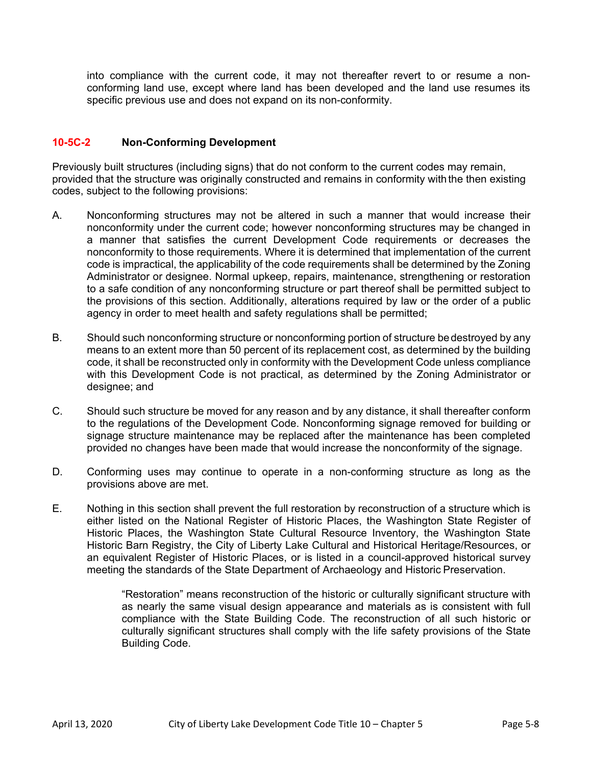into compliance with the current code, it may not thereafter revert to or resume a non-conforming land use, except where land has been developed and the land use resumes its specific previous use and does not expand on its non-conformity.

### 10-5C-2 Non-Conforming Development

Previously built structures (including signs) that do not conform to the current codes may remain, provided that the structure was originally constructed and remains in conformity with the then existing codes, subject to the following provisions:

A. Nonconforming structures may not be altered in such a manner that would increase their nonconformity under the current code; however nonconforming structures may be changed in a manner that satisfies the current Development Code requirements or decreases the nonconformity to those requirements. Where it is determined that implementation of the current code is impractical, the applicability of the code requirements shall be determined by the Zoning Administrator or designee. Normal upkeep, repairs, maintenance, strengthening or restoration to a safe condition of any nonconforming structure or part thereof shall be permitted subject to the provisions of this section. Additionally, alterations required by law or the order of a public agency in order to meet health and safety regulations shall be permitted;

B. Should such nonconforming structure or nonconforming portion of structure be destroyed by any means to an extent more than 50 percent of its replacement cost, as determined by the building code, it shall be reconstructed only in conformity with the Development Code unless compliance with this Development Code is not practical, as determined by the Zoning Administrator or designee; and

C. Should such structure be moved for any reason and by any distance, it shall thereafter conform to the regulations of the Development Code. Nonconforming signage removed for building or signage structure maintenance may be replaced after the maintenance has been completed provided no changes have been made that would increase the nonconformity of the signage.

D. Conforming uses may continue to operate in a non-conforming structure as long as the provisions above are met.

E. Nothing in this section shall prevent the full restoration by reconstruction of a structure which is either listed on the National Register of Historic Places, the Washington State Register of Historic Places, the Washington State Cultural Resource Inventory, the Washington State Historic Barn Registry, the City of Liberty Lake Cultural and Historical Heritage/Resources, or an equivalent Register of Historic Places, or is listed in a council-approved historical survey meeting the standards of the State Department of Archaeology and Historic Preservation.

   "Restoration" means reconstruction of the historic or culturally significant structure with as nearly the same visual design appearance and materials as is consistent with full compliance with the State Building Code. The reconstruction of all such historic or culturally significant structures shall comply with the life safety provisions of the State Building Code.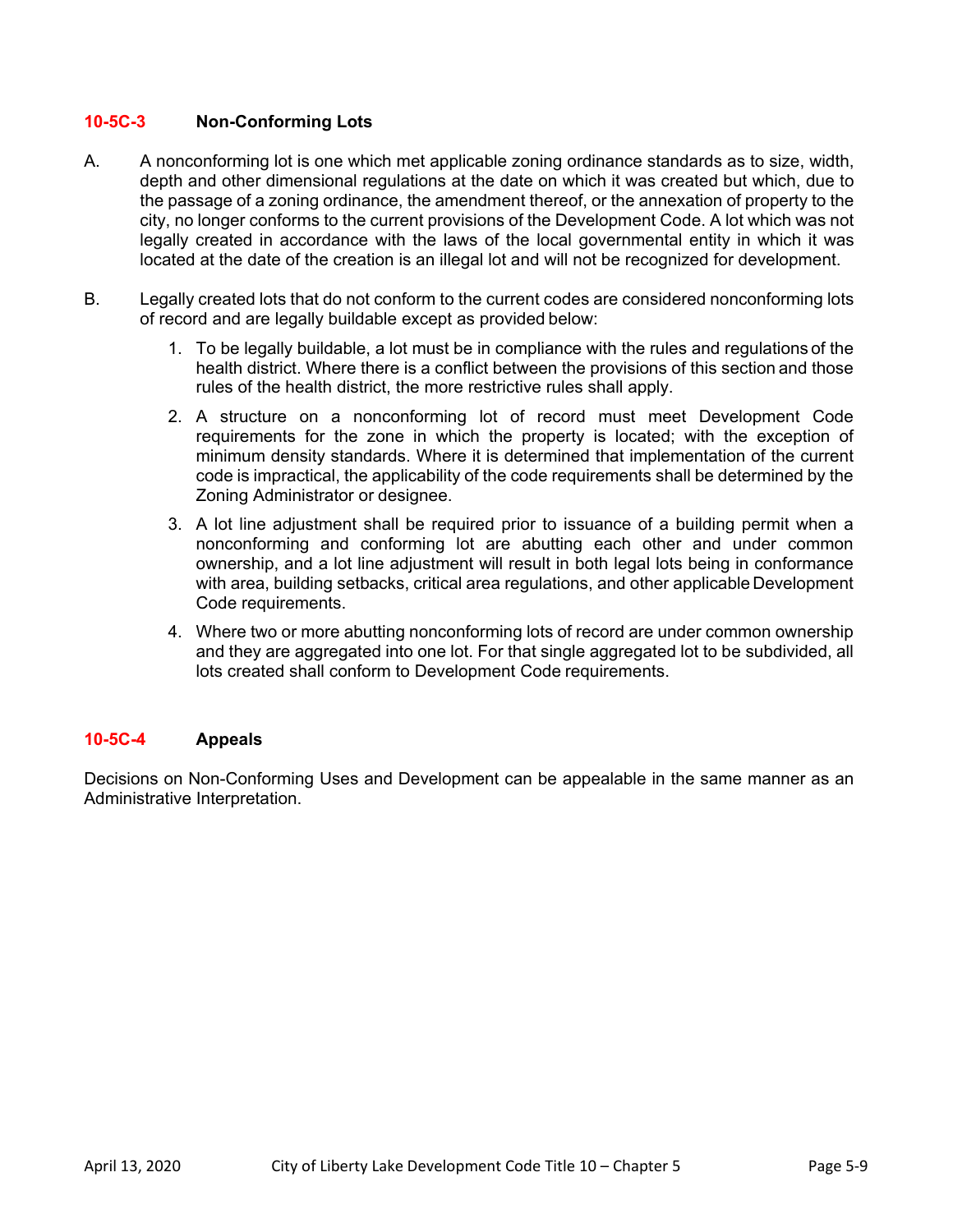## 10-5C-3 Non-Conforming Lots

A. A nonconforming lot is one which met applicable zoning ordinance standards as to size, width, depth and other dimensional regulations at the date on which it was created but which, due to the passage of a zoning ordinance, the amendment thereof, or the annexation of property to the city, no longer conforms to the current provisions of the Development Code. A lot which was not legally created in accordance with the laws of the local governmental entity in which it was located at the date of the creation is an illegal lot and will not be recognized for development.

B. Legally created lots that do not conform to the current codes are considered nonconforming lots of record and are legally buildable except as provided below:

1. To be legally buildable, a lot must be in compliance with the rules and regulations of the health district. Where there is a conflict between the provisions of this section and those rules of the health district, the more restrictive rules shall apply.
2. A structure on a nonconforming lot of record must meet Development Code requirements for the zone in which the property is located; with the exception of minimum density standards. Where it is determined that implementation of the current code is impractical, the applicability of the code requirements shall be determined by the Zoning Administrator or designee.
3. A lot line adjustment shall be required prior to issuance of a building permit when a nonconforming and conforming lot are abutting each other and under common ownership, and a lot line adjustment will result in both legal lots being in conformance with area, building setbacks, critical area regulations, and other applicable Development Code requirements.
4. Where two or more abutting nonconforming lots of record are under common ownership and they are aggregated into one lot. For that single aggregated lot to be subdivided, all lots created shall conform to Development Code requirements.

## 10-5C-4 Appeals

Decisions on Non-Conforming Uses and Development can be appealable in the same manner as an Administrative Interpretation.